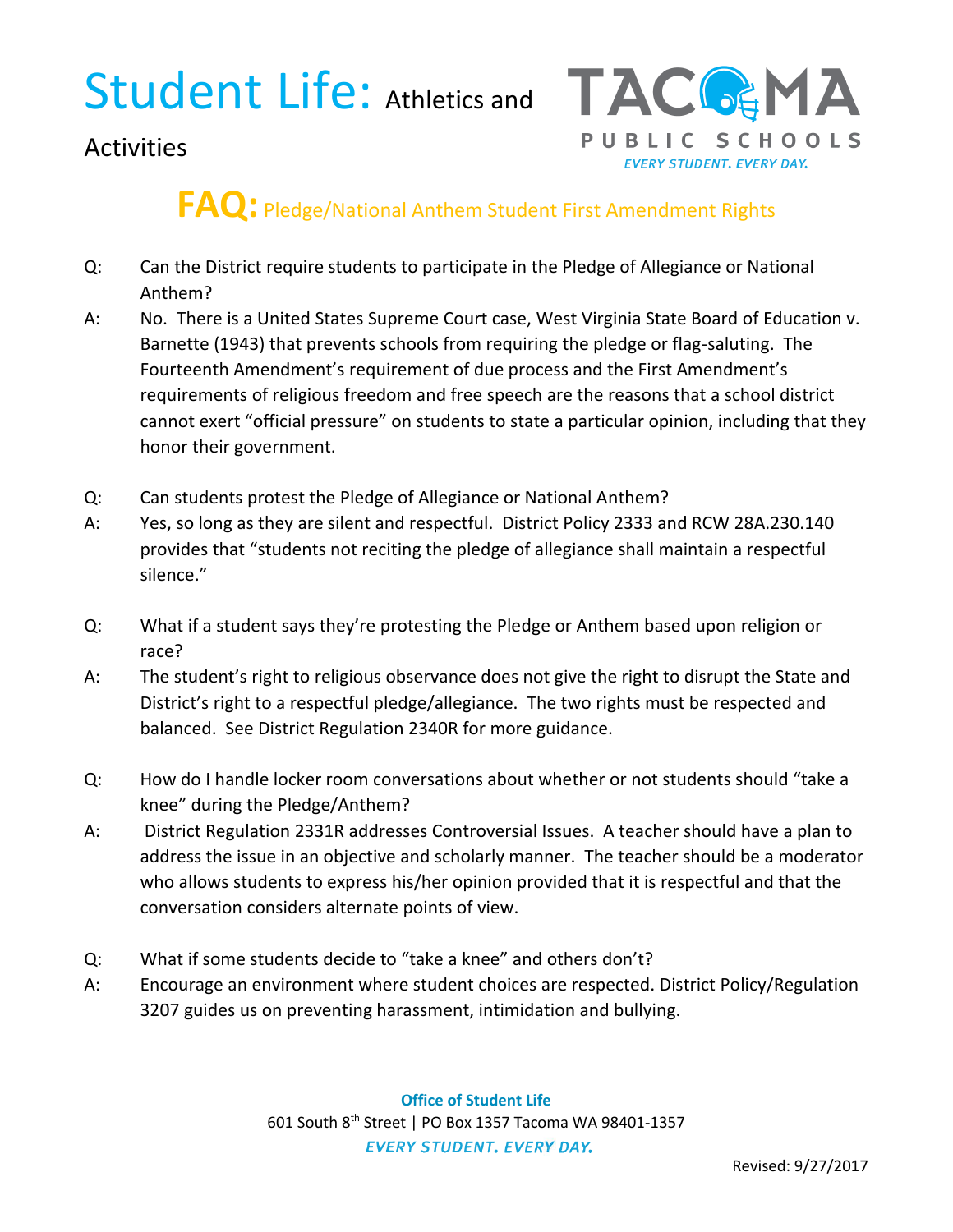# Student Life: Athletics and Activities

TACOMA PUBLIC SCHOOLS
*EVERY STUDENT. EVERY DAY.*

## FAQ: Pledge/National Anthem Student First Amendment Rights

Q: Can the District require students to participate in the Pledge of Allegiance or National Anthem?

A: No. There is a United States Supreme Court case, West Virginia State Board of Education v. Barnette (1943) that prevents schools from requiring the pledge or flag-saluting. The Fourteenth Amendment's requirement of due process and the First Amendment's requirements of religious freedom and free speech are the reasons that a school district cannot exert "official pressure" on students to state a particular opinion, including that they honor their government.

Q: Can students protest the Pledge of Allegiance or National Anthem?

A: Yes, so long as they are silent and respectful. District Policy 2333 and RCW 28A.230.140 provides that "students not reciting the pledge of allegiance shall maintain a respectful silence."

Q: What if a student says they're protesting the Pledge or Anthem based upon religion or race?

A: The student's right to religious observance does not give the right to disrupt the State and District's right to a respectful pledge/allegiance. The two rights must be respected and balanced. See District Regulation 2340R for more guidance.

Q: How do I handle locker room conversations about whether or not students should "take a knee" during the Pledge/Anthem?

A: District Regulation 2331R addresses Controversial Issues. A teacher should have a plan to address the issue in an objective and scholarly manner. The teacher should be a moderator who allows students to express his/her opinion provided that it is respectful and that the conversation considers alternate points of view.

Q: What if some students decide to "take a knee" and others don't?

A: Encourage an environment where student choices are respected. District Policy/Regulation 3207 guides us on preventing harassment, intimidation and bullying.

**Office of Student Life**
601 South 8th Street | PO Box 1357 Tacoma WA 98401-1357
*EVERY STUDENT. EVERY DAY.*

Revised: 9/27/2017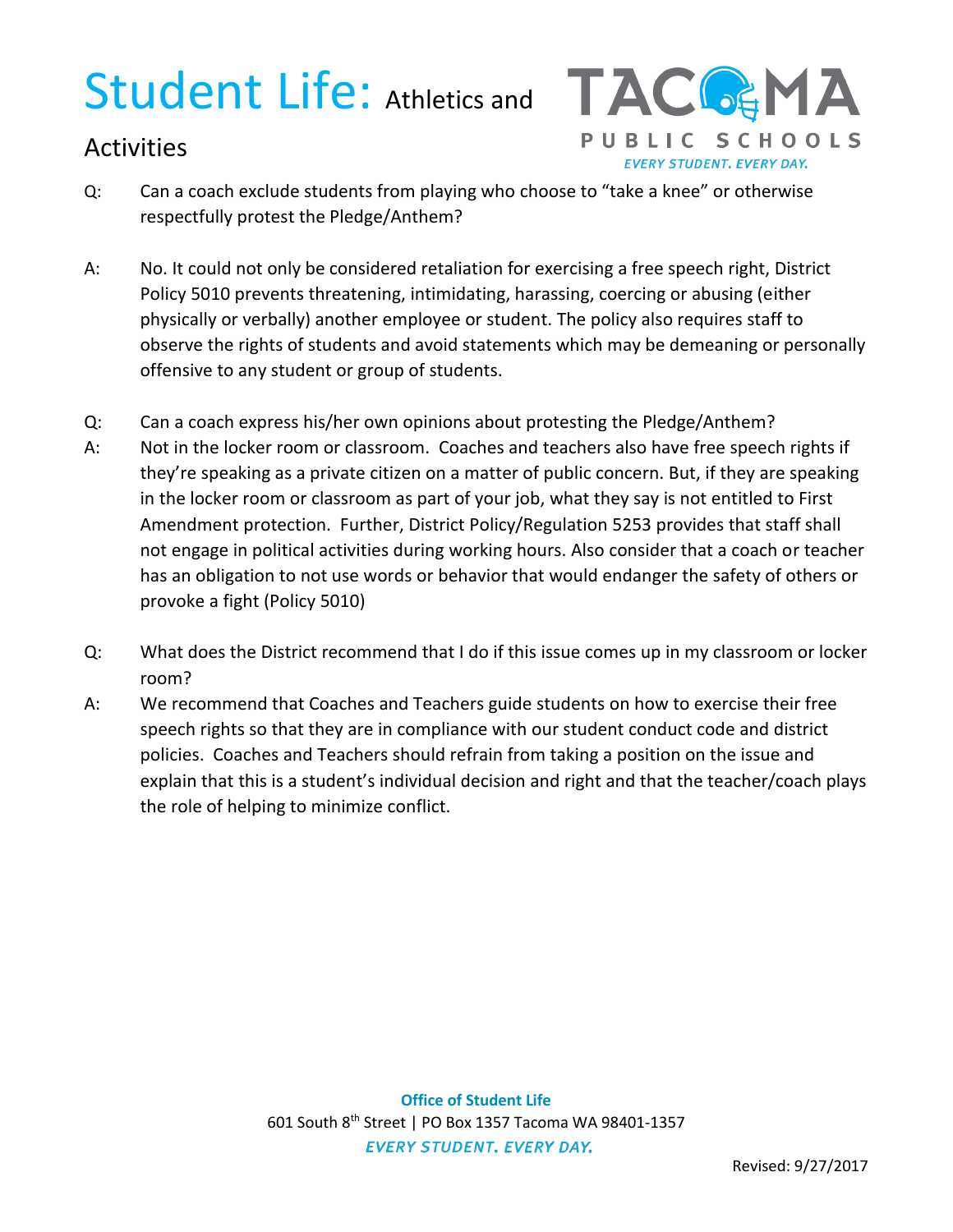# Student Life: Athletics and Activities

Q: Can a coach exclude students from playing who choose to "take a knee" or otherwise respectfully protest the Pledge/Anthem?

A: No. It could not only be considered retaliation for exercising a free speech right, District Policy 5010 prevents threatening, intimidating, harassing, coercing or abusing (either physically or verbally) another employee or student. The policy also requires staff to observe the rights of students and avoid statements which may be demeaning or personally offensive to any student or group of students.

Q: Can a coach express his/her own opinions about protesting the Pledge/Anthem?

A: Not in the locker room or classroom. Coaches and teachers also have free speech rights if they're speaking as a private citizen on a matter of public concern. But, if they are speaking in the locker room or classroom as part of your job, what they say is not entitled to First Amendment protection. Further, District Policy/Regulation 5253 provides that staff shall not engage in political activities during working hours. Also consider that a coach or teacher has an obligation to not use words or behavior that would endanger the safety of others or provoke a fight (Policy 5010)

Q: What does the District recommend that I do if this issue comes up in my classroom or locker room?

A: We recommend that Coaches and Teachers guide students on how to exercise their free speech rights so that they are in compliance with our student conduct code and district policies. Coaches and Teachers should refrain from taking a position on the issue and explain that this is a student's individual decision and right and that the teacher/coach plays the role of helping to minimize conflict.

**Office of Student Life**

601 South 8th Street | PO Box 1357 Tacoma WA 98401-1357

*EVERY STUDENT. EVERY DAY.*

Revised: 9/27/2017